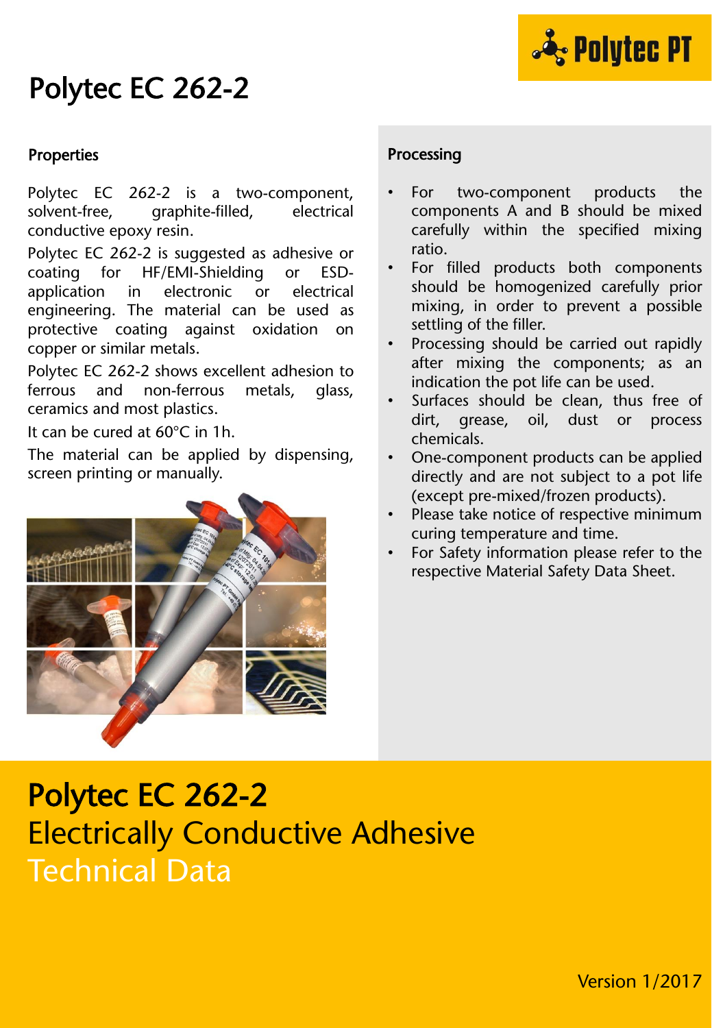# Polytec EC 262-2

## Properties

Polytec EC 262-2 is a two-component, solvent-free, graphite-filled, electrical conductive epoxy resin.

Polytec EC 262-2 is suggested as adhesive or coating for HF/EMI-Shielding or ESD-application in electronic or electrical engineering. The material can be used as protective coating against oxidation on copper or similar metals.

Polytec EC 262-2 shows excellent adhesion to ferrous and non-ferrous metals, glass, ceramics and most plastics.

It can be cured at 60°C in 1h.

The material can be applied by dispensing, screen printing or manually.

## Processing

- For two-component products the components A and B should be mixed carefully within the specified mixing ratio.
- For filled products both components should be homogenized carefully prior mixing, in order to prevent a possible settling of the filler.
- Processing should be carried out rapidly after mixing the components; as an indication the pot life can be used.
- Surfaces should be clean, thus free of dirt, grease, oil, dust or process chemicals.
- One-component products can be applied directly and are not subject to a pot life (except pre-mixed/frozen products).
- Please take notice of respective minimum curing temperature and time.
- For Safety information please refer to the respective Material Safety Data Sheet.

# Polytec EC 262-2

## Electrically Conductive Adhesive

## Technical Data

Version 1/2017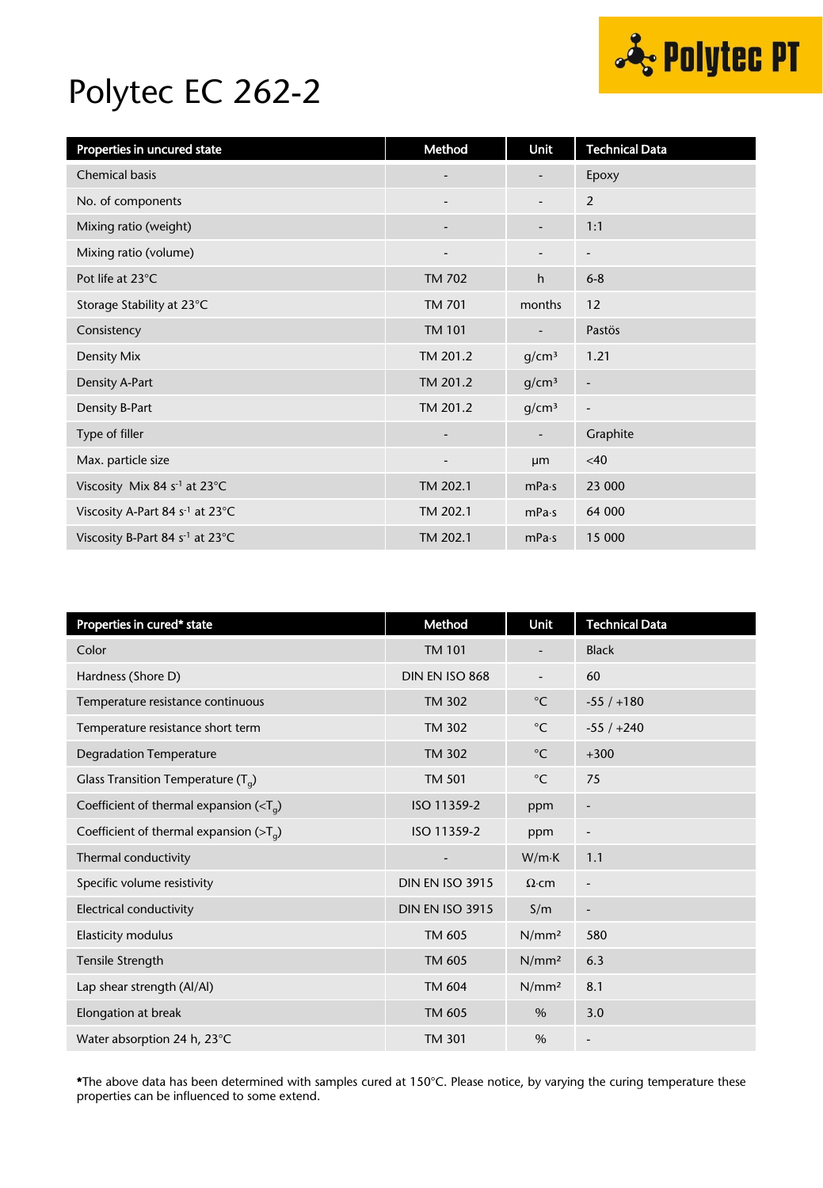# Polytec EC 262-2

| Properties in uncured state | Method | Unit | Technical Data |
| --- | --- | --- | --- |
| Chemical basis | - | - | Epoxy |
| No. of components | - | - | 2 |
| Mixing ratio (weight) | - | - | 1:1 |
| Mixing ratio (volume) | - | - | - |
| Pot life at 23°C | TM 702 | h | 6-8 |
| Storage Stability at 23°C | TM 701 | months | 12 |
| Consistency | TM 101 | - | Pastös |
| Density Mix | TM 201.2 | g/cm³ | 1.21 |
| Density A-Part | TM 201.2 | g/cm³ | - |
| Density B-Part | TM 201.2 | g/cm³ | - |
| Type of filler | - | - | Graphite |
| Max. particle size | - | µm | <40 |
| Viscosity Mix 84 $s^{-1}$ at 23°C | TM 202.1 | mPa·s | 23 000 |
| Viscosity A-Part 84 $s^{-1}$ at 23°C | TM 202.1 | mPa·s | 64 000 |
| Viscosity B-Part 84 $s^{-1}$ at 23°C | TM 202.1 | mPa·s | 15 000 |

| Properties in cured* state | Method | Unit | Technical Data |
| --- | --- | --- | --- |
| Color | TM 101 | - | Black |
| Hardness (Shore D) | DIN EN ISO 868 | - | 60 |
| Temperature resistance continuous | TM 302 | °C | -55 / +180 |
| Temperature resistance short term | TM 302 | °C | -55 / +240 |
| Degradation Temperature | TM 302 | °C | +300 |
| Glass Transition Temperature ($T_g$) | TM 501 | °C | 75 |
| Coefficient of thermal expansion (<$T_g$) | ISO 11359-2 | ppm | - |
| Coefficient of thermal expansion (>$T_g$) | ISO 11359-2 | ppm | - |
| Thermal conductivity | - | W/m·K | 1.1 |
| Specific volume resistivity | DIN EN ISO 3915 | Ω·cm | - |
| Electrical conductivity | DIN EN ISO 3915 | S/m | - |
| Elasticity modulus | TM 605 | N/mm² | 580 |
| Tensile Strength | TM 605 | N/mm² | 6.3 |
| Lap shear strength (Al/Al) | TM 604 | N/mm² | 8.1 |
| Elongation at break | TM 605 | % | 3.0 |
| Water absorption 24 h, 23°C | TM 301 | % | - |

**\***The above data has been determined with samples cured at 150°C. Please notice, by varying the curing temperature these properties can be influenced to some extend.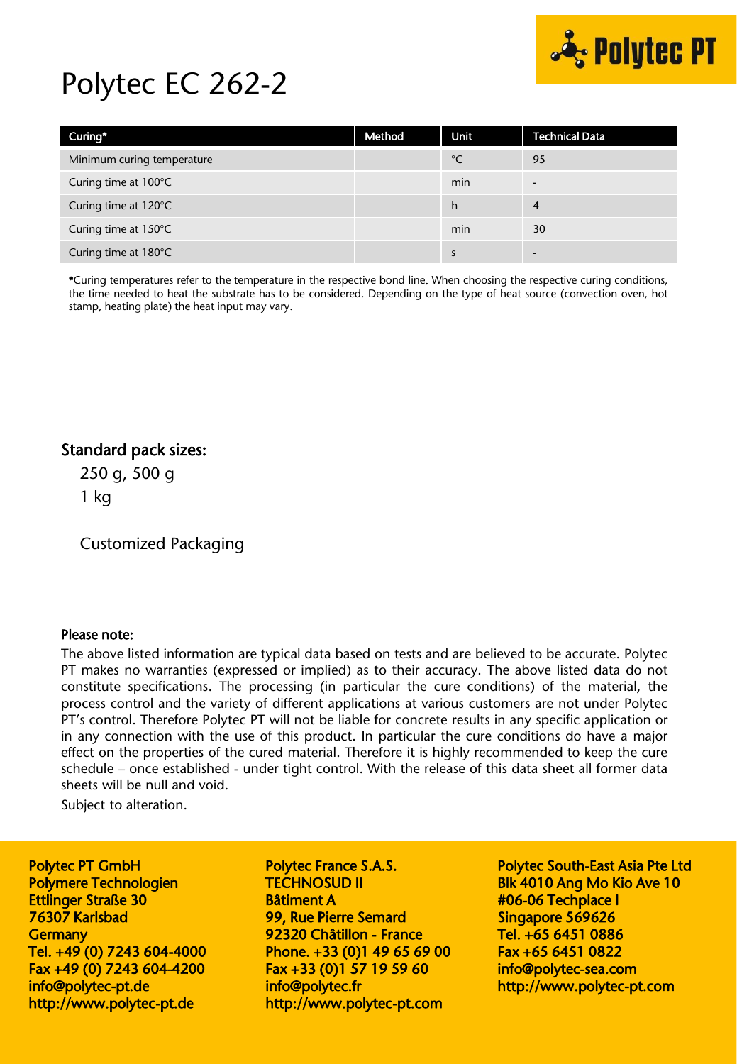# Polytec EC 262-2

| Curing* | Method | Unit | Technical Data |
|---|---|---|---|
| Minimum curing temperature | | °C | 95 |
| Curing time at 100°C | | min | - |
| Curing time at 120°C | | h | 4 |
| Curing time at 150°C | | min | 30 |
| Curing time at 180°C | | s | - |

*Curing temperatures refer to the temperature in the respective bond line. When choosing the respective curing conditions, the time needed to heat the substrate has to be considered. Depending on the type of heat source (convection oven, hot stamp, heating plate) the heat input may vary.

## Standard pack sizes:

250 g, 500 g

1 kg

Customized Packaging

**Please note:**

The above listed information are typical data based on tests and are believed to be accurate. Polytec PT makes no warranties (expressed or implied) as to their accuracy. The above listed data do not constitute specifications. The processing (in particular the cure conditions) of the material, the process control and the variety of different applications at various customers are not under Polytec PT's control. Therefore Polytec PT will not be liable for concrete results in any specific application or in any connection with the use of this product. In particular the cure conditions do have a major effect on the properties of the cured material. Therefore it is highly recommended to keep the cure schedule – once established - under tight control. With the release of this data sheet all former data sheets will be null and void.

Subject to alteration.

Polytec PT GmbH
Polymere Technologien
Ettlinger Straße 30
76307 Karlsbad
Germany
Tel. +49 (0) 7243 604-4000
Fax +49 (0) 7243 604-4200
info@polytec-pt.de
http://www.polytec-pt.de

Polytec France S.A.S.
TECHNOSUD II
Bâtiment A
99, Rue Pierre Semard
92320 Châtillon - France
Phone. +33 (0)1 49 65 69 00
Fax +33 (0)1 57 19 59 60
info@polytec.fr
http://www.polytec-pt.com

Polytec South-East Asia Pte Ltd
Blk 4010 Ang Mo Kio Ave 10
#06-06 Techplace I
Singapore 569626
Tel. +65 6451 0886
Fax +65 6451 0822
info@polytec-sea.com
http://www.polytec-pt.com